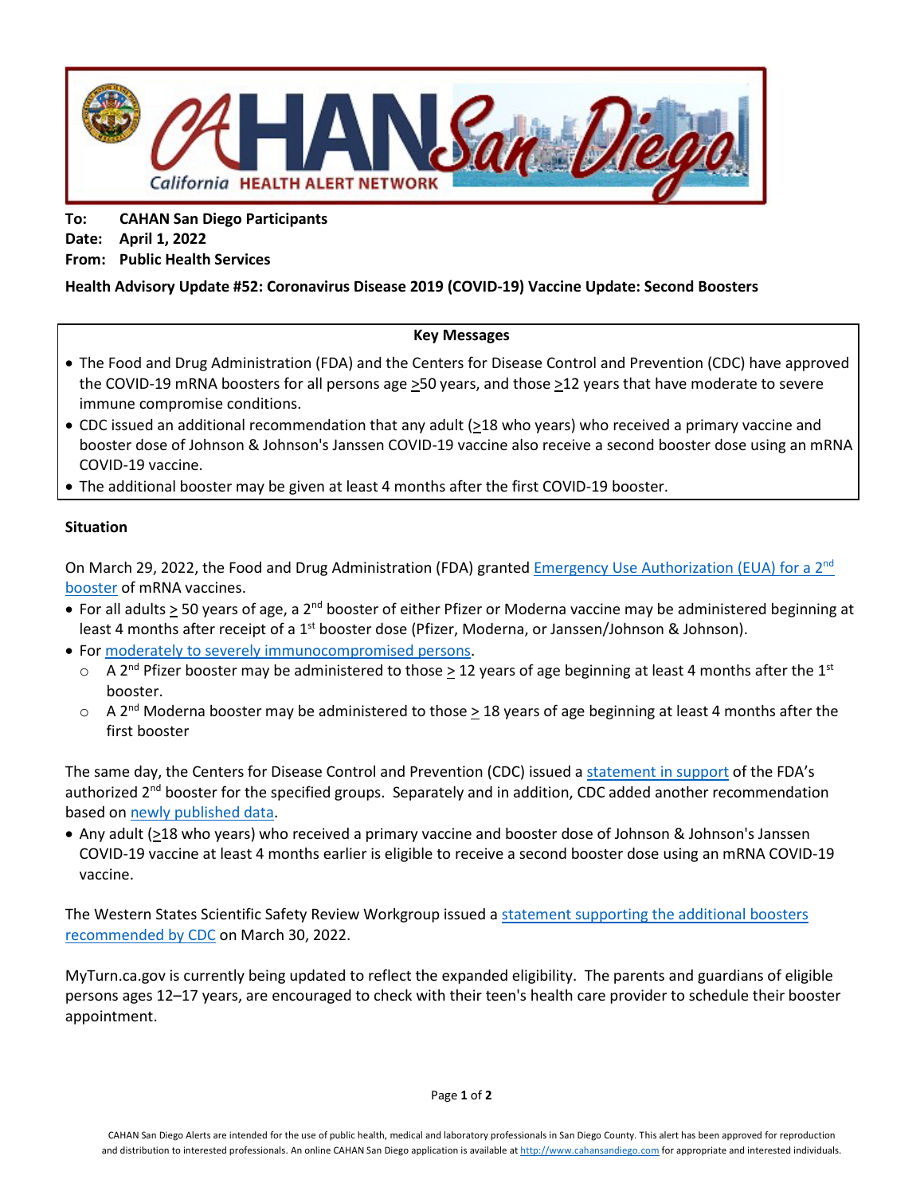To: **CAHAN San Diego Participants**
Date: **April 1, 2022**
From: **Public Health Services**

**Health Advisory Update #52: Coronavirus Disease 2019 (COVID-19) Vaccine Update: Second Boosters**

**Key Messages**

- The Food and Drug Administration (FDA) and the Centers for Disease Control and Prevention (CDC) have approved the COVID-19 mRNA boosters for all persons age $\geq$50 years, and those $\geq$12 years that have moderate to severe immune compromise conditions.
- CDC issued an additional recommendation that any adult ($\geq$18 who years) who received a primary vaccine and booster dose of Johnson & Johnson's Janssen COVID-19 vaccine also receive a second booster dose using an mRNA COVID-19 vaccine.
- The additional booster may be given at least 4 months after the first COVID-19 booster.

**Situation**

On March 29, 2022, the Food and Drug Administration (FDA) granted Emergency Use Authorization (EUA) for a 2nd booster of mRNA vaccines.

- For all adults $\geq$ 50 years of age, a 2nd booster of either Pfizer or Moderna vaccine may be administered beginning at least 4 months after receipt of a 1st booster dose (Pfizer, Moderna, or Janssen/Johnson & Johnson).
- For moderately to severely immunocompromised persons.
    - A 2nd Pfizer booster may be administered to those $\geq$ 12 years of age beginning at least 4 months after the 1st booster.
    - A 2nd Moderna booster may be administered to those $\geq$ 18 years of age beginning at least 4 months after the first booster

The same day, the Centers for Disease Control and Prevention (CDC) issued a statement in support of the FDA's authorized 2nd booster for the specified groups. Separately and in addition, CDC added another recommendation based on newly published data.

- Any adult ($\geq$18 who years) who received a primary vaccine and booster dose of Johnson & Johnson's Janssen COVID-19 vaccine at least 4 months earlier is eligible to receive a second booster dose using an mRNA COVID-19 vaccine.

The Western States Scientific Safety Review Workgroup issued a statement supporting the additional boosters recommended by CDC on March 30, 2022.

MyTurn.ca.gov is currently being updated to reflect the expanded eligibility. The parents and guardians of eligible persons ages 12–17 years, are encouraged to check with their teen's health care provider to schedule their booster appointment.

CAHAN San Diego Alerts are intended for the use of public health, medical and laboratory professionals in San Diego County. This alert has been approved for reproduction and distribution to interested professionals. An online CAHAN San Diego application is available at http://www.cahansandiego.com for appropriate and interested individuals.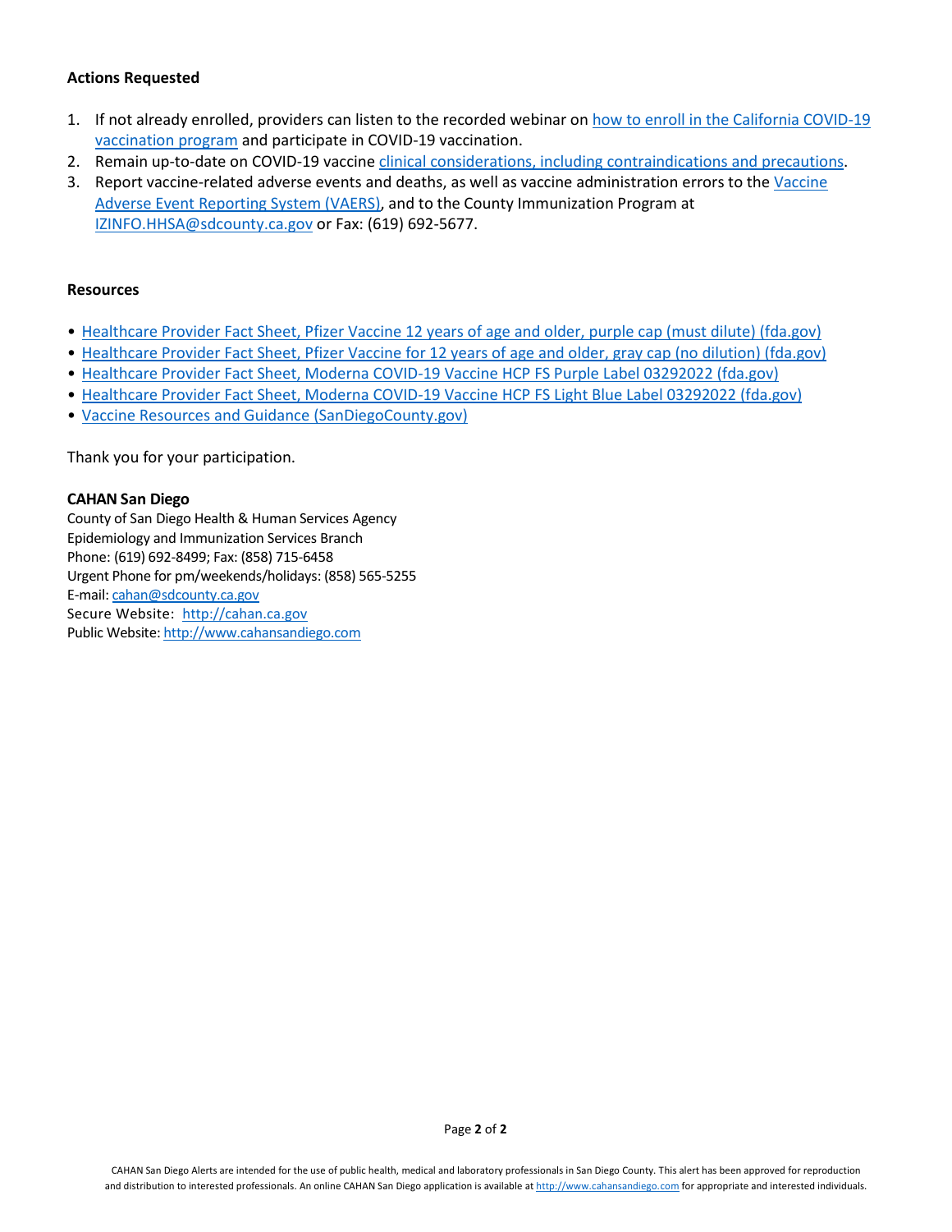**Actions Requested**

1. If not already enrolled, providers can listen to the recorded webinar on how to enroll in the California COVID-19 vaccination program and participate in COVID-19 vaccination.
2. Remain up-to-date on COVID-19 vaccine clinical considerations, including contraindications and precautions.
3. Report vaccine-related adverse events and deaths, as well as vaccine administration errors to the Vaccine Adverse Event Reporting System (VAERS), and to the County Immunization Program at IZINFO.HHSA@sdcounty.ca.gov or Fax: (619) 692-5677.

**Resources**

- Healthcare Provider Fact Sheet, Pfizer Vaccine 12 years of age and older, purple cap (must dilute) (fda.gov)
- Healthcare Provider Fact Sheet, Pfizer Vaccine for 12 years of age and older, gray cap (no dilution) (fda.gov)
- Healthcare Provider Fact Sheet, Moderna COVID-19 Vaccine HCP FS Purple Label 03292022 (fda.gov)
- Healthcare Provider Fact Sheet, Moderna COVID-19 Vaccine HCP FS Light Blue Label 03292022 (fda.gov)
- Vaccine Resources and Guidance (SanDiegoCounty.gov)

Thank you for your participation.

**CAHAN San Diego**
County of San Diego Health & Human Services Agency
Epidemiology and Immunization Services Branch
Phone: (619) 692-8499; Fax: (858) 715-6458
Urgent Phone for pm/weekends/holidays: (858) 565-5255
E-mail: cahan@sdcounty.ca.gov
Secure Website: http://cahan.ca.gov
Public Website: http://www.cahansandiego.com

CAHAN San Diego Alerts are intended for the use of public health, medical and laboratory professionals in San Diego County. This alert has been approved for reproduction and distribution to interested professionals. An online CAHAN San Diego application is available at http://www.cahansandiego.com for appropriate and interested individuals.